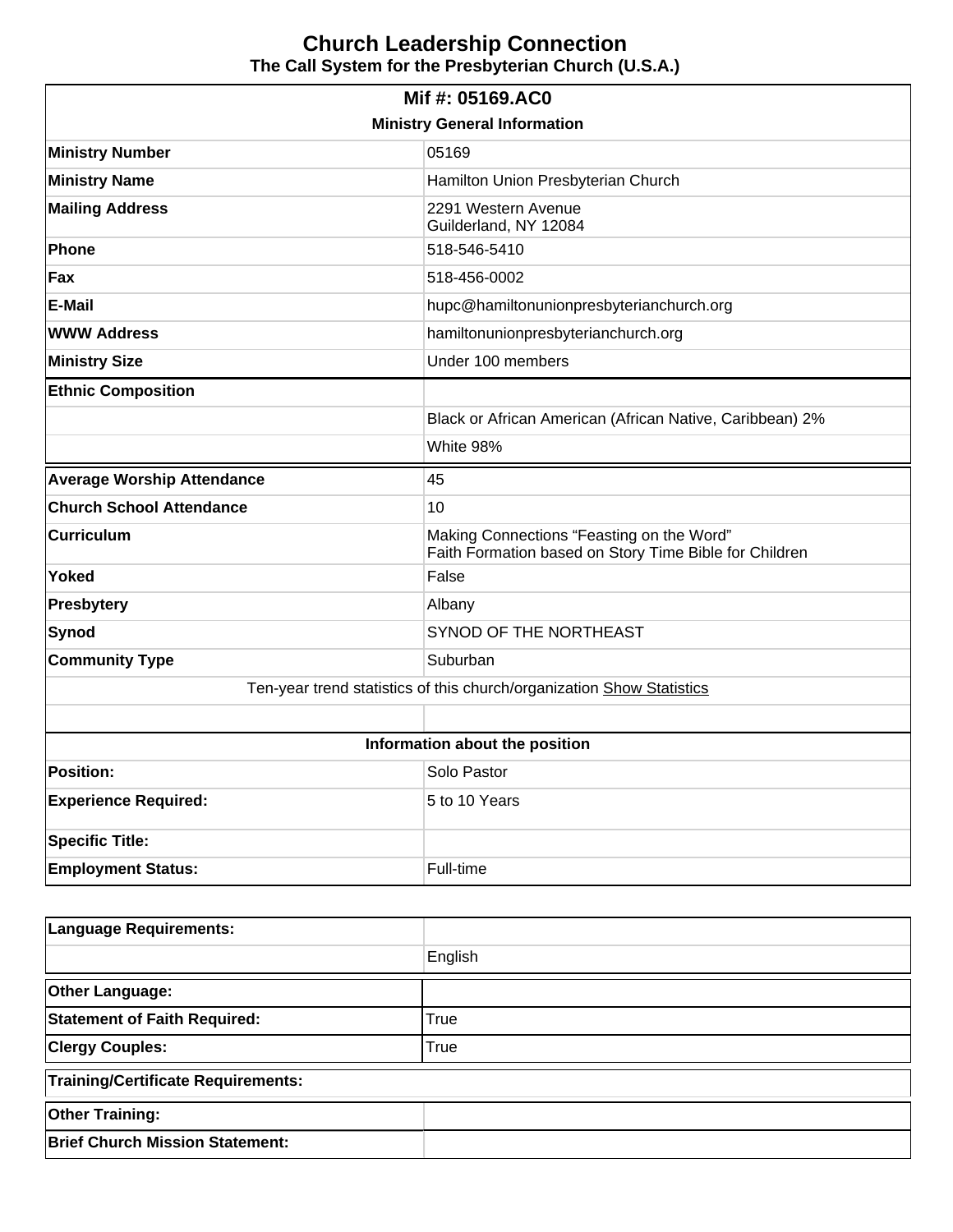# Church Leadership Connection

**The Call System for the Presbyterian Church (U.S.A.)**

| **Mif #: 05169.AC0** | |
|---|---|
| **Ministry General Information** | |
| **Ministry Number** | 05169 |
| **Ministry Name** | Hamilton Union Presbyterian Church |
| **Mailing Address** | 2291 Western Avenue<br>Guilderland, NY 12084 |
| **Phone** | 518-546-5410 |
| **Fax** | 518-456-0002 |
| **E-Mail** | hupc@hamiltonunionpresbyterianchurch.org |
| **WWW Address** | hamiltonunionpresbyterianchurch.org |
| **Ministry Size** | Under 100 members |
| **Ethnic Composition** | |
| | Black or African American (African Native, Caribbean) 2% |
| | White 98% |
| **Average Worship Attendance** | 45 |
| **Church School Attendance** | 10 |
| **Curriculum** | Making Connections “Feasting on the Word”<br>Faith Formation based on Story Time Bible for Children |
| **Yoked** | False |
| **Presbytery** | Albany |
| **Synod** | SYNOD OF THE NORTHEAST |
| **Community Type** | Suburban |
| Ten-year trend statistics of this church/organization Show Statistics | |
| | |
| **Information about the position** | |
| **Position:** | Solo Pastor |
| **Experience Required:** | 5 to 10 Years |
| **Specific Title:** | |
| **Employment Status:** | Full-time |

| **Language Requirements:** | |
|---|---|
| | English |
| **Other Language:** | |
| **Statement of Faith Required:** | True |
| **Clergy Couples:** | True |
| **Training/Certificate Requirements:** | |
| **Other Training:** | |
| **Brief Church Mission Statement:** | |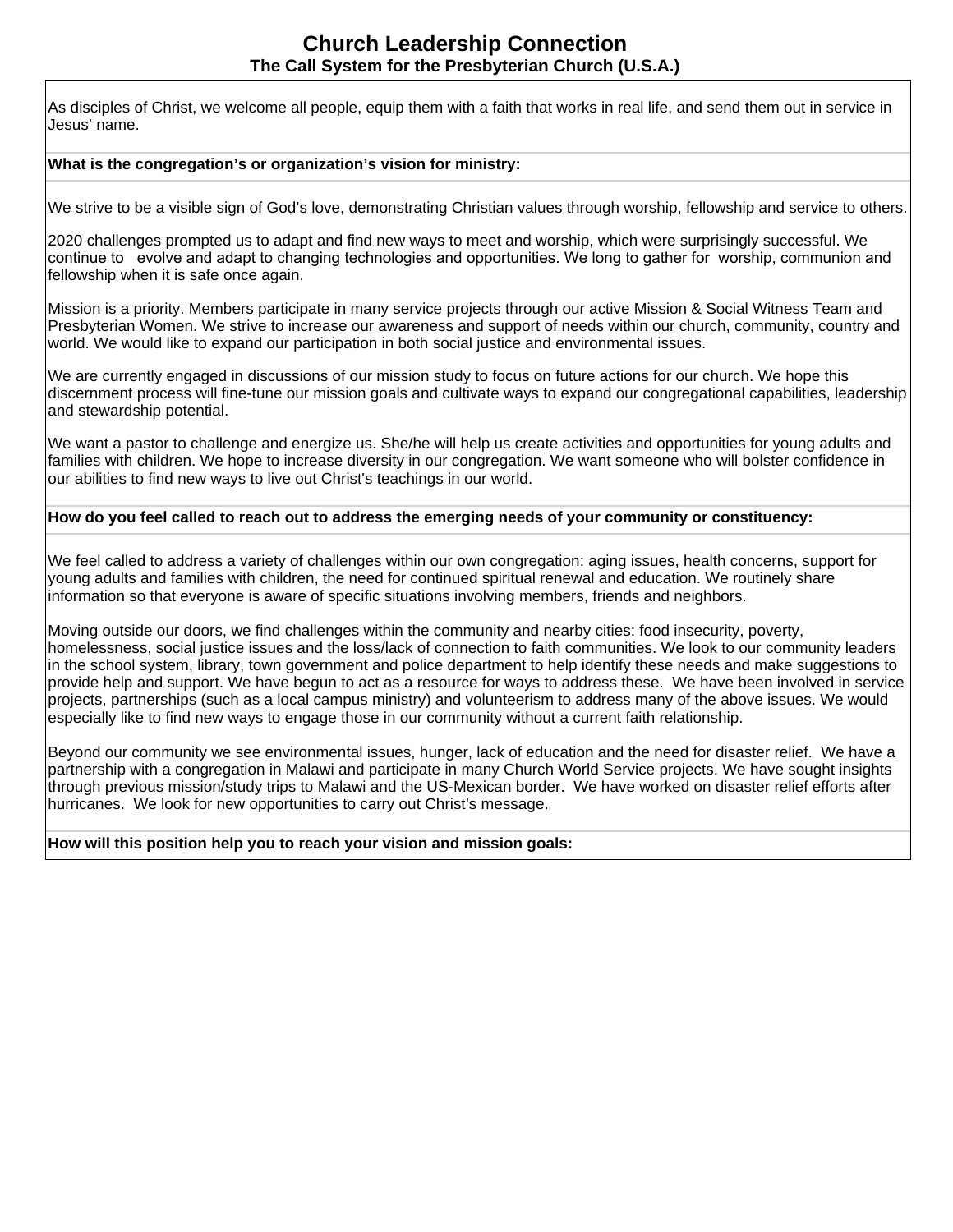# Church Leadership Connection

## The Call System for the Presbyterian Church (U.S.A.)

As disciples of Christ, we welcome all people, equip them with a faith that works in real life, and send them out in service in Jesus' name.

**What is the congregation's or organization's vision for ministry:**

We strive to be a visible sign of God's love, demonstrating Christian values through worship, fellowship and service to others.

2020 challenges prompted us to adapt and find new ways to meet and worship, which were surprisingly successful. We continue to evolve and adapt to changing technologies and opportunities. We long to gather for worship, communion and fellowship when it is safe once again.

Mission is a priority. Members participate in many service projects through our active Mission & Social Witness Team and Presbyterian Women. We strive to increase our awareness and support of needs within our church, community, country and world. We would like to expand our participation in both social justice and environmental issues.

We are currently engaged in discussions of our mission study to focus on future actions for our church. We hope this discernment process will fine-tune our mission goals and cultivate ways to expand our congregational capabilities, leadership and stewardship potential.

We want a pastor to challenge and energize us. She/he will help us create activities and opportunities for young adults and families with children. We hope to increase diversity in our congregation. We want someone who will bolster confidence in our abilities to find new ways to live out Christ's teachings in our world.

**How do you feel called to reach out to address the emerging needs of your community or constituency:**

We feel called to address a variety of challenges within our own congregation: aging issues, health concerns, support for young adults and families with children, the need for continued spiritual renewal and education. We routinely share information so that everyone is aware of specific situations involving members, friends and neighbors.

Moving outside our doors, we find challenges within the community and nearby cities: food insecurity, poverty, homelessness, social justice issues and the loss/lack of connection to faith communities. We look to our community leaders in the school system, library, town government and police department to help identify these needs and make suggestions to provide help and support. We have begun to act as a resource for ways to address these. We have been involved in service projects, partnerships (such as a local campus ministry) and volunteerism to address many of the above issues. We would especially like to find new ways to engage those in our community without a current faith relationship.

Beyond our community we see environmental issues, hunger, lack of education and the need for disaster relief. We have a partnership with a congregation in Malawi and participate in many Church World Service projects. We have sought insights through previous mission/study trips to Malawi and the US-Mexican border. We have worked on disaster relief efforts after hurricanes. We look for new opportunities to carry out Christ's message.

**How will this position help you to reach your vision and mission goals:**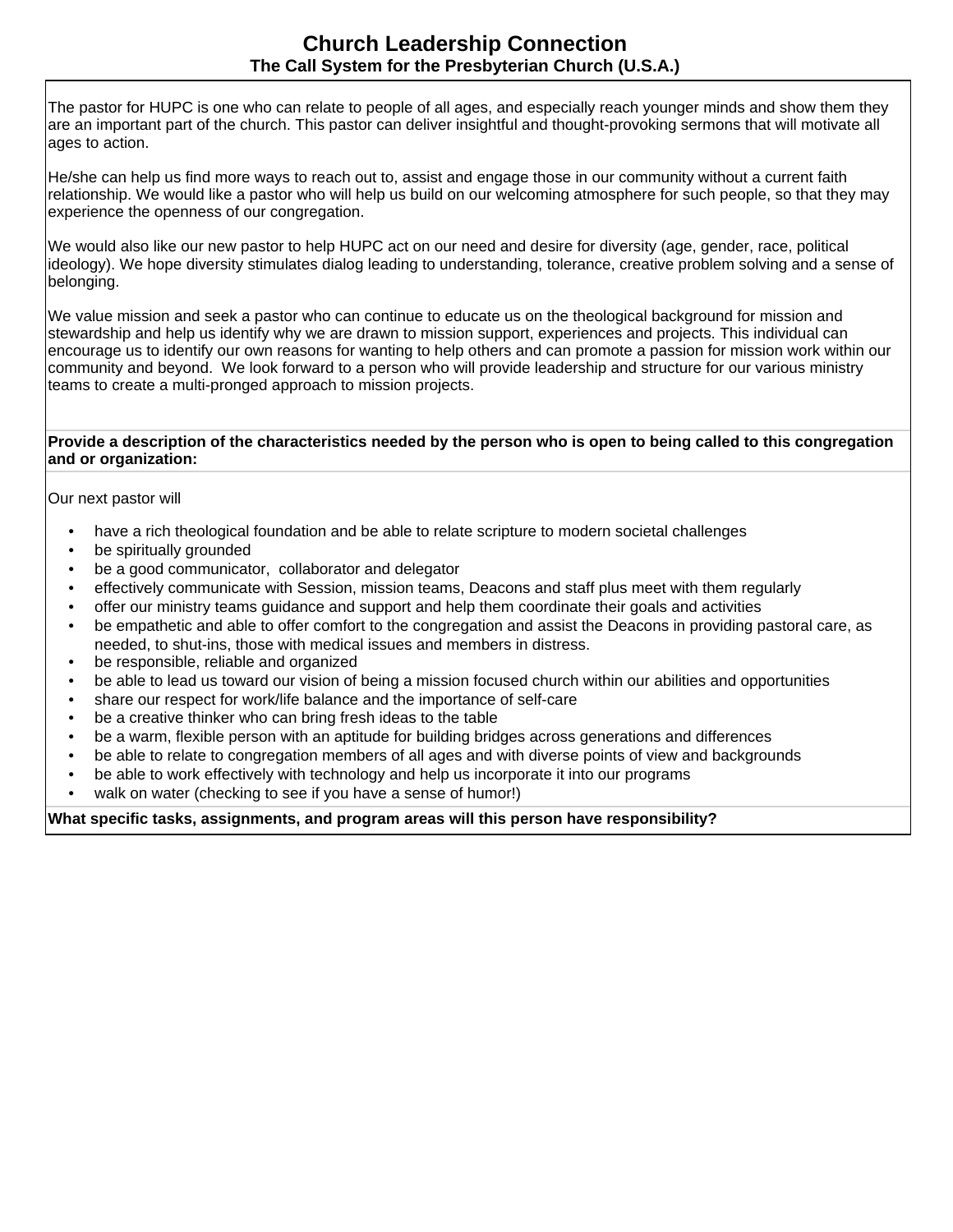# Church Leadership Connection

### The Call System for the Presbyterian Church (U.S.A.)

The pastor for HUPC is one who can relate to people of all ages, and especially reach younger minds and show them they are an important part of the church. This pastor can deliver insightful and thought-provoking sermons that will motivate all ages to action.

He/she can help us find more ways to reach out to, assist and engage those in our community without a current faith relationship. We would like a pastor who will help us build on our welcoming atmosphere for such people, so that they may experience the openness of our congregation.

We would also like our new pastor to help HUPC act on our need and desire for diversity (age, gender, race, political ideology). We hope diversity stimulates dialog leading to understanding, tolerance, creative problem solving and a sense of belonging.

We value mission and seek a pastor who can continue to educate us on the theological background for mission and stewardship and help us identify why we are drawn to mission support, experiences and projects. This individual can encourage us to identify our own reasons for wanting to help others and can promote a passion for mission work within our community and beyond. We look forward to a person who will provide leadership and structure for our various ministry teams to create a multi-pronged approach to mission projects.

**Provide a description of the characteristics needed by the person who is open to being called to this congregation and or organization:**

Our next pastor will

- have a rich theological foundation and be able to relate scripture to modern societal challenges
- be spiritually grounded
- be a good communicator, collaborator and delegator
- effectively communicate with Session, mission teams, Deacons and staff plus meet with them regularly
- offer our ministry teams guidance and support and help them coordinate their goals and activities
- be empathetic and able to offer comfort to the congregation and assist the Deacons in providing pastoral care, as needed, to shut-ins, those with medical issues and members in distress.
- be responsible, reliable and organized
- be able to lead us toward our vision of being a mission focused church within our abilities and opportunities
- share our respect for work/life balance and the importance of self-care
- be a creative thinker who can bring fresh ideas to the table
- be a warm, flexible person with an aptitude for building bridges across generations and differences
- be able to relate to congregation members of all ages and with diverse points of view and backgrounds
- be able to work effectively with technology and help us incorporate it into our programs
- walk on water (checking to see if you have a sense of humor!)

**What specific tasks, assignments, and program areas will this person have responsibility?**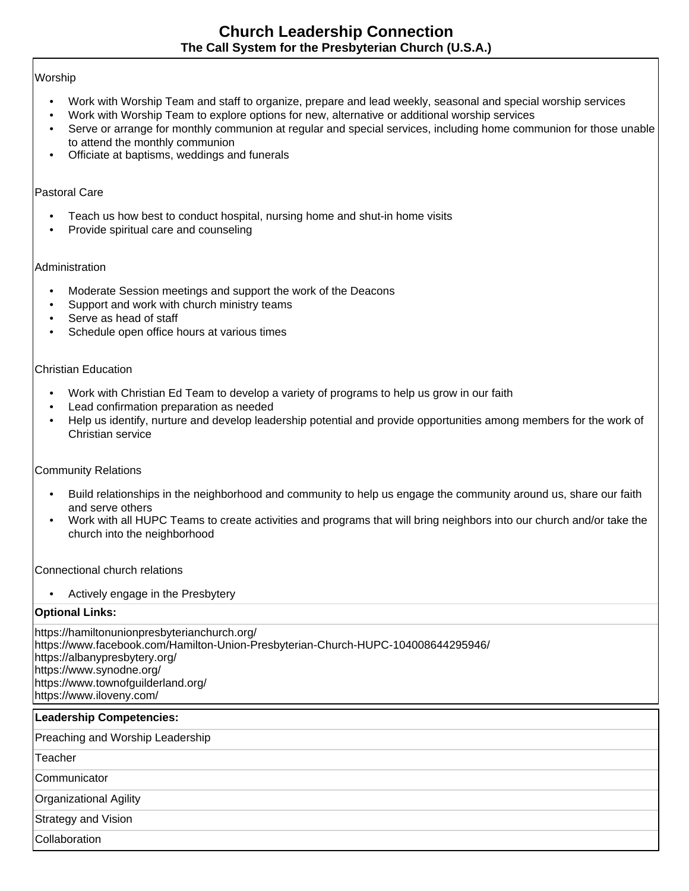# Church Leadership Connection

## The Call System for the Presbyterian Church (U.S.A.)

Worship

- Work with Worship Team and staff to organize, prepare and lead weekly, seasonal and special worship services
- Work with Worship Team to explore options for new, alternative or additional worship services
- Serve or arrange for monthly communion at regular and special services, including home communion for those unable to attend the monthly communion
- Officiate at baptisms, weddings and funerals

Pastoral Care

- Teach us how best to conduct hospital, nursing home and shut-in home visits
- Provide spiritual care and counseling

Administration

- Moderate Session meetings and support the work of the Deacons
- Support and work with church ministry teams
- Serve as head of staff
- Schedule open office hours at various times

Christian Education

- Work with Christian Ed Team to develop a variety of programs to help us grow in our faith
- Lead confirmation preparation as needed
- Help us identify, nurture and develop leadership potential and provide opportunities among members for the work of Christian service

Community Relations

- Build relationships in the neighborhood and community to help us engage the community around us, share our faith and serve others
- Work with all HUPC Teams to create activities and programs that will bring neighbors into our church and/or take the church into the neighborhood

Connectional church relations

- Actively engage in the Presbytery

**Optional Links:**

https://hamiltonunionpresbyterianchurch.org/
https://www.facebook.com/Hamilton-Union-Presbyterian-Church-HUPC-104008644295946/
https://albanypresbytery.org/
https://www.synodne.org/
https://www.townofguilderland.org/
https://www.iloveny.com/

| **Leadership Competencies:** |
|---|
| Preaching and Worship Leadership |
| Teacher |
| Communicator |
| Organizational Agility |
| Strategy and Vision |
| Collaboration |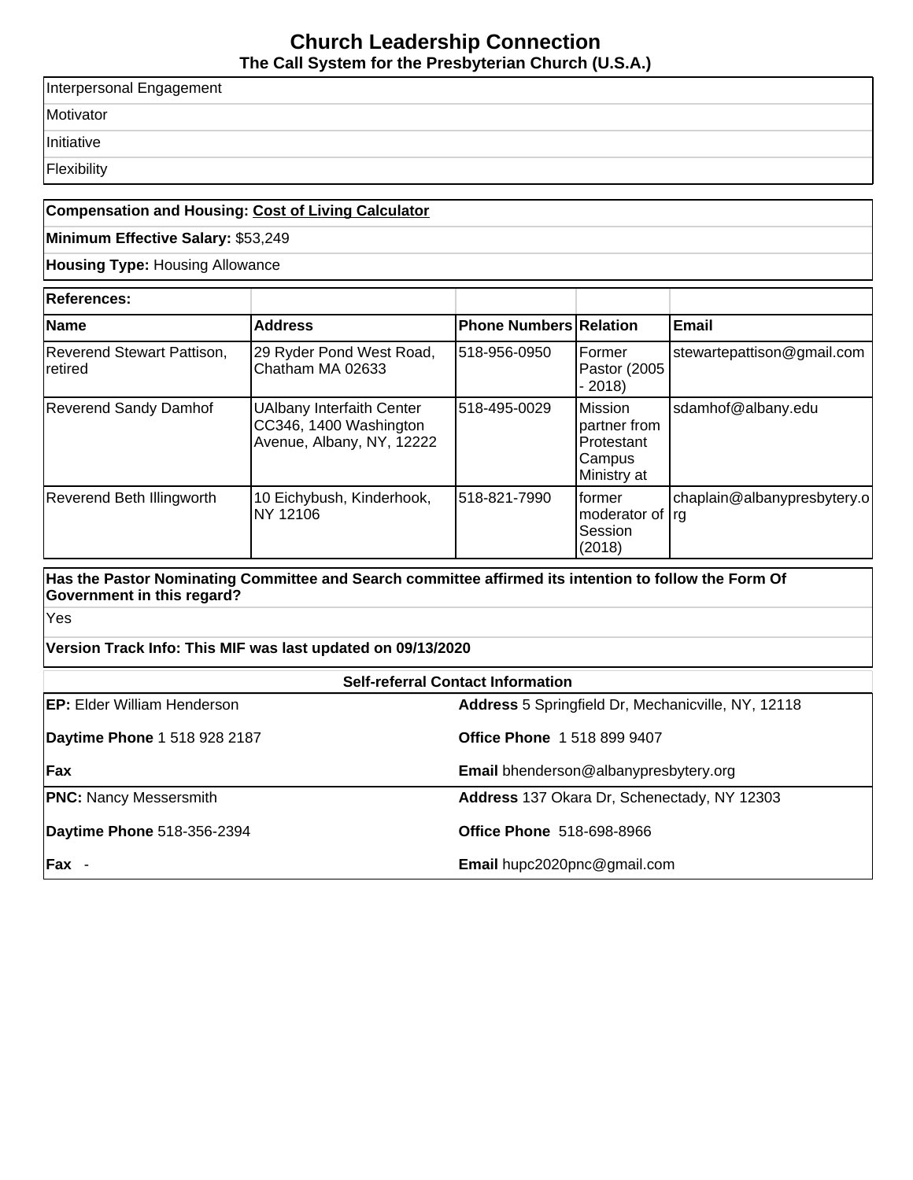# Church Leadership Connection

**The Call System for the Presbyterian Church (U.S.A.)**

| |
|---|
| Interpersonal Engagement |
| Motivator |
| Initiative |
| Flexibility |

**Compensation and Housing:** **Cost of Living Calculator**

**Minimum Effective Salary:** $53,249

**Housing Type:** Housing Allowance

**References:**

| Name | Address | Phone Numbers | Relation | Email |
|---|---|---|---|---|
| Reverend Stewart Pattison, retired | 29 Ryder Pond West Road, Chatham MA 02633 | 518-956-0950 | Former Pastor (2005 - 2018) | stewartepattison@gmail.com |
| Reverend Sandy Damhof | UAlbany Interfaith Center CC346, 1400 Washington Avenue, Albany, NY, 12222 | 518-495-0029 | Mission partner from Protestant Campus Ministry at | sdamhof@albany.edu |
| Reverend Beth Illingworth | 10 Eichybush, Kinderhook, NY 12106 | 518-821-7990 | former moderator of Session (2018) | chaplain@albanypresbytery.org |

**Has the Pastor Nominating Committee and Search committee affirmed its intention to follow the Form Of Government in this regard?**

Yes

**Version Track Info: This MIF was last updated on 09/13/2020**

**Self-referral Contact Information**

| | |
|---|---|
| **EP:** Elder William Henderson | **Address** 5 Springfield Dr, Mechanicville, NY, 12118 |
| **Daytime Phone** 1 518 928 2187 | **Office Phone** 1 518 899 9407 |
| **Fax** | **Email** bhenderson@albanypresbytery.org |
| **PNC:** Nancy Messersmith | **Address** 137 Okara Dr, Schenectady, NY 12303 |
| **Daytime Phone** 518-356-2394 | **Office Phone** 518-698-8966 |
| **Fax** - | **Email** hupc2020pnc@gmail.com |